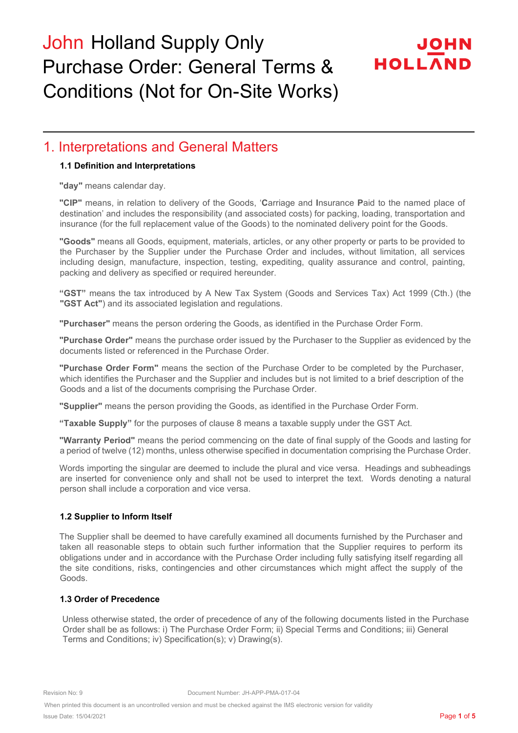# John Holland Supply Only Purchase Order: General Terms & Conditions (Not for On-Site Works)

## 1. Interpretations and General Matters

### 1.1 Definition and Interpretations

**"day"** means calendar day.

**"CIP"** means, in relation to delivery of the Goods, '**C**arriage and **I**nsurance **P**aid to the named place of destination' and includes the responsibility (and associated costs) for packing, loading, transportation and insurance (for the full replacement value of the Goods) to the nominated delivery point for the Goods.

**"Goods"** means all Goods, equipment, materials, articles, or any other property or parts to be provided to the Purchaser by the Supplier under the Purchase Order and includes, without limitation, all services including design, manufacture, inspection, testing, expediting, quality assurance and control, painting, packing and delivery as specified or required hereunder.

**"GST"** means the tax introduced by A New Tax System (Goods and Services Tax) Act 1999 (Cth.) (the **"GST Act"**) and its associated legislation and regulations.

**"Purchaser"** means the person ordering the Goods, as identified in the Purchase Order Form.

**"Purchase Order"** means the purchase order issued by the Purchaser to the Supplier as evidenced by the documents listed or referenced in the Purchase Order.

**"Purchase Order Form"** means the section of the Purchase Order to be completed by the Purchaser, which identifies the Purchaser and the Supplier and includes but is not limited to a brief description of the Goods and a list of the documents comprising the Purchase Order.

**"Supplier"** means the person providing the Goods, as identified in the Purchase Order Form.

**"Taxable Supply"** for the purposes of clause 8 means a taxable supply under the GST Act.

**"Warranty Period"** means the period commencing on the date of final supply of the Goods and lasting for a period of twelve (12) months, unless otherwise specified in documentation comprising the Purchase Order.

Words importing the singular are deemed to include the plural and vice versa. Headings and subheadings are inserted for convenience only and shall not be used to interpret the text. Words denoting a natural person shall include a corporation and vice versa.

### 1.2 Supplier to Inform Itself

The Supplier shall be deemed to have carefully examined all documents furnished by the Purchaser and taken all reasonable steps to obtain such further information that the Supplier requires to perform its obligations under and in accordance with the Purchase Order including fully satisfying itself regarding all the site conditions, risks, contingencies and other circumstances which might affect the supply of the Goods.

### 1.3 Order of Precedence

Unless otherwise stated, the order of precedence of any of the following documents listed in the Purchase Order shall be as follows: i) The Purchase Order Form; ii) Special Terms and Conditions; iii) General Terms and Conditions; iv) Specification(s); v) Drawing(s).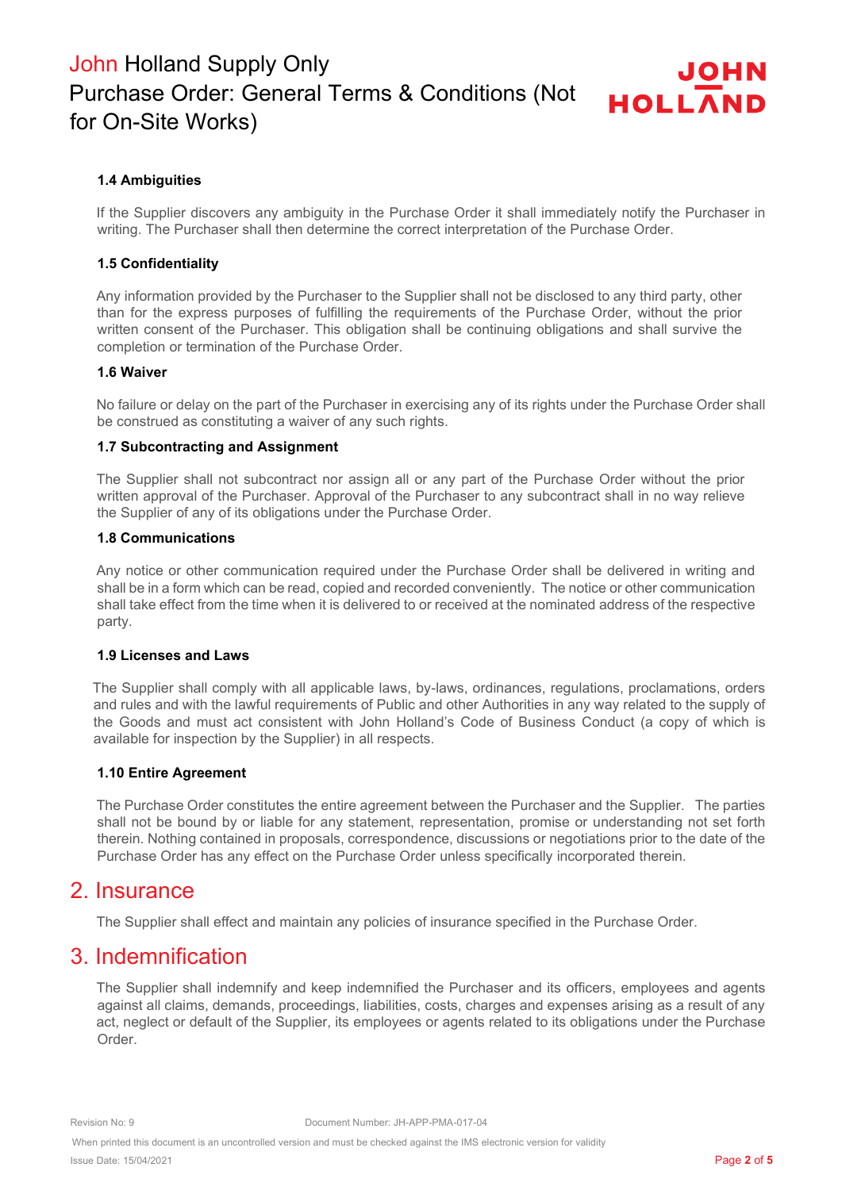### 1.4 Ambiguities

If the Supplier discovers any ambiguity in the Purchase Order it shall immediately notify the Purchaser in writing. The Purchaser shall then determine the correct interpretation of the Purchase Order.

### 1.5 Confidentiality

Any information provided by the Purchaser to the Supplier shall not be disclosed to any third party, other than for the express purposes of fulfilling the requirements of the Purchase Order, without the prior written consent of the Purchaser. This obligation shall be continuing obligations and shall survive the completion or termination of the Purchase Order.

### 1.6 Waiver

No failure or delay on the part of the Purchaser in exercising any of its rights under the Purchase Order shall be construed as constituting a waiver of any such rights.

### 1.7 Subcontracting and Assignment

The Supplier shall not subcontract nor assign all or any part of the Purchase Order without the prior written approval of the Purchaser. Approval of the Purchaser to any subcontract shall in no way relieve the Supplier of any of its obligations under the Purchase Order.

### 1.8 Communications

Any notice or other communication required under the Purchase Order shall be delivered in writing and shall be in a form which can be read, copied and recorded conveniently. The notice or other communication shall take effect from the time when it is delivered to or received at the nominated address of the respective party.

### 1.9 Licenses and Laws

The Supplier shall comply with all applicable laws, by-laws, ordinances, regulations, proclamations, orders and rules and with the lawful requirements of Public and other Authorities in any way related to the supply of the Goods and must act consistent with John Holland's Code of Business Conduct (a copy of which is available for inspection by the Supplier) in all respects.

### 1.10 Entire Agreement

The Purchase Order constitutes the entire agreement between the Purchaser and the Supplier. The parties shall not be bound by or liable for any statement, representation, promise or understanding not set forth therein. Nothing contained in proposals, correspondence, discussions or negotiations prior to the date of the Purchase Order has any effect on the Purchase Order unless specifically incorporated therein.

## 2. Insurance

The Supplier shall effect and maintain any policies of insurance specified in the Purchase Order.

## 3. Indemnification

The Supplier shall indemnify and keep indemnified the Purchaser and its officers, employees and agents against all claims, demands, proceedings, liabilities, costs, charges and expenses arising as a result of any act, neglect or default of the Supplier, its employees or agents related to its obligations under the Purchase Order.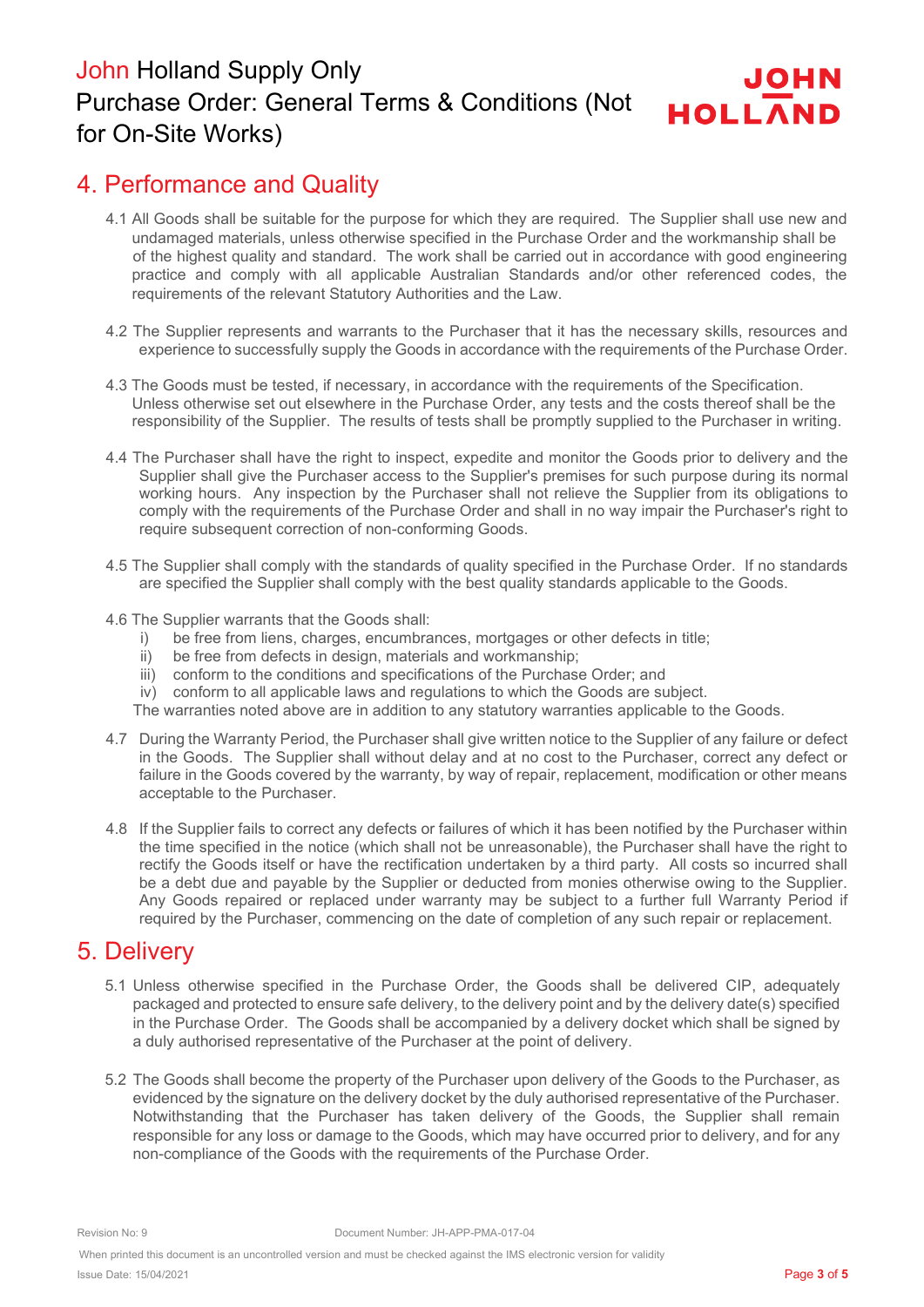## 4. Performance and Quality

4.1 All Goods shall be suitable for the purpose for which they are required. The Supplier shall use new and undamaged materials, unless otherwise specified in the Purchase Order and the workmanship shall be of the highest quality and standard. The work shall be carried out in accordance with good engineering practice and comply with all applicable Australian Standards and/or other referenced codes, the requirements of the relevant Statutory Authorities and the Law.

4.2 The Supplier represents and warrants to the Purchaser that it has the necessary skills, resources and experience to successfully supply the Goods in accordance with the requirements of the Purchase Order.

4.3 The Goods must be tested, if necessary, in accordance with the requirements of the Specification. Unless otherwise set out elsewhere in the Purchase Order, any tests and the costs thereof shall be the responsibility of the Supplier. The results of tests shall be promptly supplied to the Purchaser in writing.

4.4 The Purchaser shall have the right to inspect, expedite and monitor the Goods prior to delivery and the Supplier shall give the Purchaser access to the Supplier's premises for such purpose during its normal working hours. Any inspection by the Purchaser shall not relieve the Supplier from its obligations to comply with the requirements of the Purchase Order and shall in no way impair the Purchaser's right to require subsequent correction of non-conforming Goods.

4.5 The Supplier shall comply with the standards of quality specified in the Purchase Order. If no standards are specified the Supplier shall comply with the best quality standards applicable to the Goods.

4.6 The Supplier warrants that the Goods shall:

i) be free from liens, charges, encumbrances, mortgages or other defects in title;
ii) be free from defects in design, materials and workmanship;
iii) conform to the conditions and specifications of the Purchase Order; and
iv) conform to all applicable laws and regulations to which the Goods are subject.

The warranties noted above are in addition to any statutory warranties applicable to the Goods.

4.7 During the Warranty Period, the Purchaser shall give written notice to the Supplier of any failure or defect in the Goods. The Supplier shall without delay and at no cost to the Purchaser, correct any defect or failure in the Goods covered by the warranty, by way of repair, replacement, modification or other means acceptable to the Purchaser.

4.8 If the Supplier fails to correct any defects or failures of which it has been notified by the Purchaser within the time specified in the notice (which shall not be unreasonable), the Purchaser shall have the right to rectify the Goods itself or have the rectification undertaken by a third party. All costs so incurred shall be a debt due and payable by the Supplier or deducted from monies otherwise owing to the Supplier. Any Goods repaired or replaced under warranty may be subject to a further full Warranty Period if required by the Purchaser, commencing on the date of completion of any such repair or replacement.

## 5. Delivery

5.1 Unless otherwise specified in the Purchase Order, the Goods shall be delivered CIP, adequately packaged and protected to ensure safe delivery, to the delivery point and by the delivery date(s) specified in the Purchase Order. The Goods shall be accompanied by a delivery docket which shall be signed by a duly authorised representative of the Purchaser at the point of delivery.

5.2 The Goods shall become the property of the Purchaser upon delivery of the Goods to the Purchaser, as evidenced by the signature on the delivery docket by the duly authorised representative of the Purchaser. Notwithstanding that the Purchaser has taken delivery of the Goods, the Supplier shall remain responsible for any loss or damage to the Goods, which may have occurred prior to delivery, and for any non-compliance of the Goods with the requirements of the Purchase Order.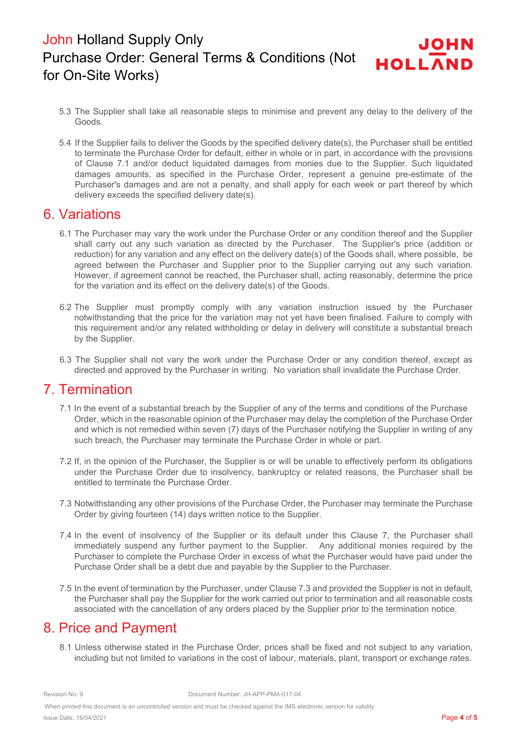5.3 The Supplier shall take all reasonable steps to minimise and prevent any delay to the delivery of the Goods.

5.4 If the Supplier fails to deliver the Goods by the specified delivery date(s), the Purchaser shall be entitled to terminate the Purchase Order for default, either in whole or in part, in accordance with the provisions of Clause 7.1 and/or deduct liquidated damages from monies due to the Supplier. Such liquidated damages amounts, as specified in the Purchase Order, represent a genuine pre-estimate of the Purchaser's damages and are not a penalty, and shall apply for each week or part thereof by which delivery exceeds the specified delivery date(s).

## 6. Variations

6.1 The Purchaser may vary the work under the Purchase Order or any condition thereof and the Supplier shall carry out any such variation as directed by the Purchaser. The Supplier's price (addition or reduction) for any variation and any effect on the delivery date(s) of the Goods shall, where possible, be agreed between the Purchaser and Supplier prior to the Supplier carrying out any such variation. However, if agreement cannot be reached, the Purchaser shall, acting reasonably, determine the price for the variation and its effect on the delivery date(s) of the Goods.

6.2 The Supplier must promptly comply with any variation instruction issued by the Purchaser notwithstanding that the price for the variation may not yet have been finalised. Failure to comply with this requirement and/or any related withholding or delay in delivery will constitute a substantial breach by the Supplier.

6.3 The Supplier shall not vary the work under the Purchase Order or any condition thereof, except as directed and approved by the Purchaser in writing. No variation shall invalidate the Purchase Order.

## 7. Termination

7.1 In the event of a substantial breach by the Supplier of any of the terms and conditions of the Purchase Order, which in the reasonable opinion of the Purchaser may delay the completion of the Purchase Order and which is not remedied within seven (7) days of the Purchaser notifying the Supplier in writing of any such breach, the Purchaser may terminate the Purchase Order in whole or part.

7.2 If, in the opinion of the Purchaser, the Supplier is or will be unable to effectively perform its obligations under the Purchase Order due to insolvency, bankruptcy or related reasons, the Purchaser shall be entitled to terminate the Purchase Order.

7.3 Notwithstanding any other provisions of the Purchase Order, the Purchaser may terminate the Purchase Order by giving fourteen (14) days written notice to the Supplier.

7.4 In the event of insolvency of the Supplier or its default under this Clause 7, the Purchaser shall immediately suspend any further payment to the Supplier. Any additional monies required by the Purchaser to complete the Purchase Order in excess of what the Purchaser would have paid under the Purchase Order shall be a debt due and payable by the Supplier to the Purchaser.

7.5 In the event of termination by the Purchaser, under Clause 7.3 and provided the Supplier is not in default, the Purchaser shall pay the Supplier for the work carried out prior to termination and all reasonable costs associated with the cancellation of any orders placed by the Supplier prior to the termination notice.

## 8. Price and Payment

8.1 Unless otherwise stated in the Purchase Order, prices shall be fixed and not subject to any variation, including but not limited to variations in the cost of labour, materials, plant, transport or exchange rates.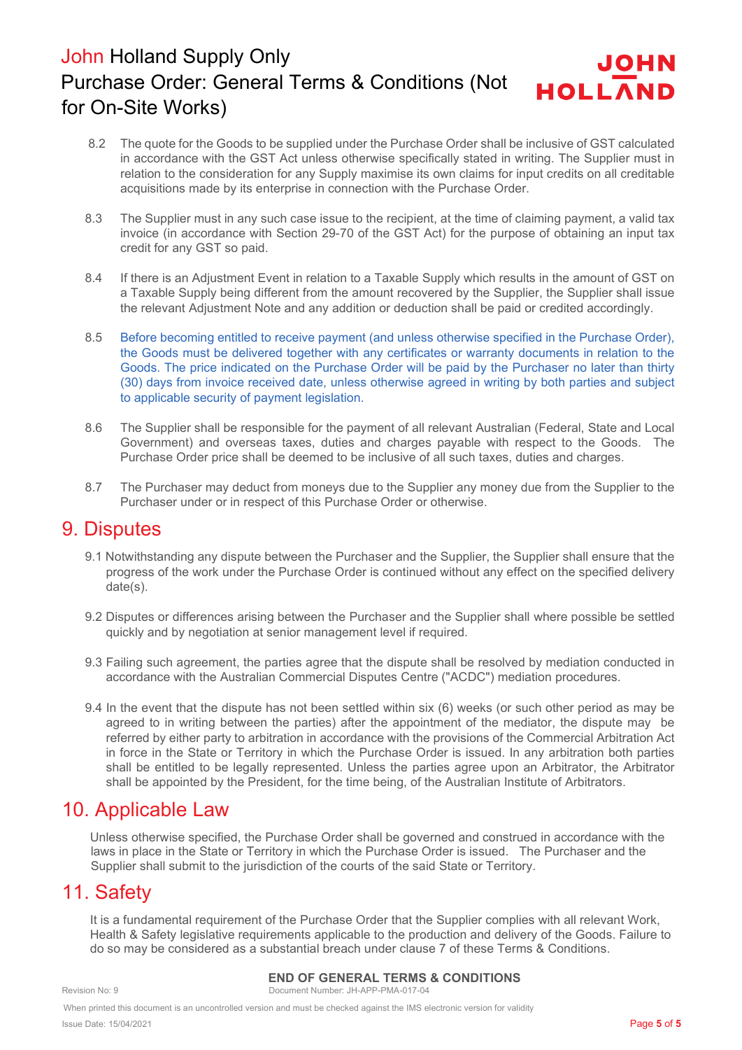8.2 The quote for the Goods to be supplied under the Purchase Order shall be inclusive of GST calculated in accordance with the GST Act unless otherwise specifically stated in writing. The Supplier must in relation to the consideration for any Supply maximise its own claims for input credits on all creditable acquisitions made by its enterprise in connection with the Purchase Order.

8.3 The Supplier must in any such case issue to the recipient, at the time of claiming payment, a valid tax invoice (in accordance with Section 29-70 of the GST Act) for the purpose of obtaining an input tax credit for any GST so paid.

8.4 If there is an Adjustment Event in relation to a Taxable Supply which results in the amount of GST on a Taxable Supply being different from the amount recovered by the Supplier, the Supplier shall issue the relevant Adjustment Note and any addition or deduction shall be paid or credited accordingly.

8.5 Before becoming entitled to receive payment (and unless otherwise specified in the Purchase Order), the Goods must be delivered together with any certificates or warranty documents in relation to the Goods. The price indicated on the Purchase Order will be paid by the Purchaser no later than thirty (30) days from invoice received date, unless otherwise agreed in writing by both parties and subject to applicable security of payment legislation.

8.6 The Supplier shall be responsible for the payment of all relevant Australian (Federal, State and Local Government) and overseas taxes, duties and charges payable with respect to the Goods. The Purchase Order price shall be deemed to be inclusive of all such taxes, duties and charges.

8.7 The Purchaser may deduct from moneys due to the Supplier any money due from the Supplier to the Purchaser under or in respect of this Purchase Order or otherwise.

# 9. Disputes

9.1 Notwithstanding any dispute between the Purchaser and the Supplier, the Supplier shall ensure that the progress of the work under the Purchase Order is continued without any effect on the specified delivery date(s).

9.2 Disputes or differences arising between the Purchaser and the Supplier shall where possible be settled quickly and by negotiation at senior management level if required.

9.3 Failing such agreement, the parties agree that the dispute shall be resolved by mediation conducted in accordance with the Australian Commercial Disputes Centre ("ACDC") mediation procedures.

9.4 In the event that the dispute has not been settled within six (6) weeks (or such other period as may be agreed to in writing between the parties) after the appointment of the mediator, the dispute may be referred by either party to arbitration in accordance with the provisions of the Commercial Arbitration Act in force in the State or Territory in which the Purchase Order is issued. In any arbitration both parties shall be entitled to be legally represented. Unless the parties agree upon an Arbitrator, the Arbitrator shall be appointed by the President, for the time being, of the Australian Institute of Arbitrators.

# 10. Applicable Law

Unless otherwise specified, the Purchase Order shall be governed and construed in accordance with the laws in place in the State or Territory in which the Purchase Order is issued. The Purchaser and the Supplier shall submit to the jurisdiction of the courts of the said State or Territory.

# 11. Safety

It is a fundamental requirement of the Purchase Order that the Supplier complies with all relevant Work, Health & Safety legislative requirements applicable to the production and delivery of the Goods. Failure to do so may be considered as a substantial breach under clause 7 of these Terms & Conditions.

**END OF GENERAL TERMS & CONDITIONS**